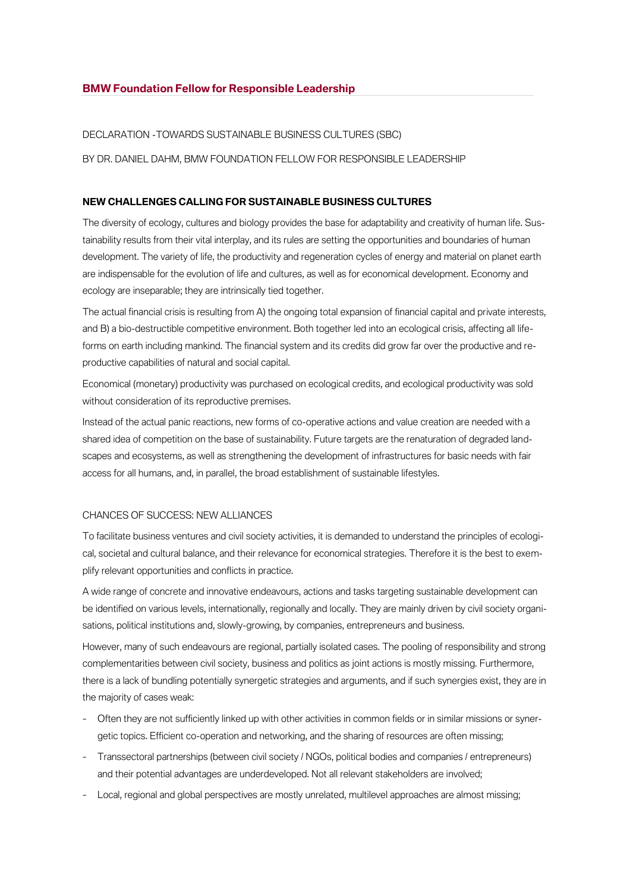## BMW Foundation Fellow for Responsible Leadership

DECLARATION -TOWARDS SUSTAINABLE BUSINESS CULTURES (SBC)

BY DR. DANIEL DAHM, BMW FOUNDATION FELLOW FOR RESPONSIBLE LEADERSHIP

### NEW CHALLENGES CALLING FOR SUSTAINABLE BUSINESS CULTURES

The diversity of ecology, cultures and biology provides the base for adaptability and creativity of human life. Sustainability results from their vital interplay, and its rules are setting the opportunities and boundaries of human development. The variety of life, the productivity and regeneration cycles of energy and material on planet earth are indispensable for the evolution of life and cultures, as well as for economical development. Economy and ecology are inseparable; they are intrinsically tied together.

The actual financial crisis is resulting from A) the ongoing total expansion of financial capital and private interests, and B) a bio-destructible competitive environment. Both together led into an ecological crisis, affecting all lifeforms on earth including mankind. The financial system and its credits did grow far over the productive and reproductive capabilities of natural and social capital.

Economical (monetary) productivity was purchased on ecological credits, and ecological productivity was sold without consideration of its reproductive premises.

Instead of the actual panic reactions, new forms of co-operative actions and value creation are needed with a shared idea of competition on the base of sustainability. Future targets are the renaturation of degraded landscapes and ecosystems, as well as strengthening the development of infrastructures for basic needs with fair access for all humans, and, in parallel, the broad establishment of sustainable lifestyles.

### CHANCES OF SUCCESS: NEW ALLIANCES

To facilitate business ventures and civil society activities, it is demanded to understand the principles of ecological, societal and cultural balance, and their relevance for economical strategies. Therefore it is the best to exemplify relevant opportunities and conflicts in practice.

A wide range of concrete and innovative endeavours, actions and tasks targeting sustainable development can be identified on various levels, internationally, regionally and locally. They are mainly driven by civil society organisations, political institutions and, slowly-growing, by companies, entrepreneurs and business.

However, many of such endeavours are regional, partially isolated cases. The pooling of responsibility and strong complementarities between civil society, business and politics as joint actions is mostly missing. Furthermore, there is a lack of bundling potentially synergetic strategies and arguments, and if such synergies exist, they are in the majority of cases weak:

- Often they are not sufficiently linked up with other activities in common fields or in similar missions or synergetic topics. Efficient co-operation and networking, and the sharing of resources are often missing;
- Transsectoral partnerships (between civil society / NGOs, political bodies and companies / entrepreneurs) and their potential advantages are underdeveloped. Not all relevant stakeholders are involved;
- Local, regional and global perspectives are mostly unrelated, multilevel approaches are almost missing;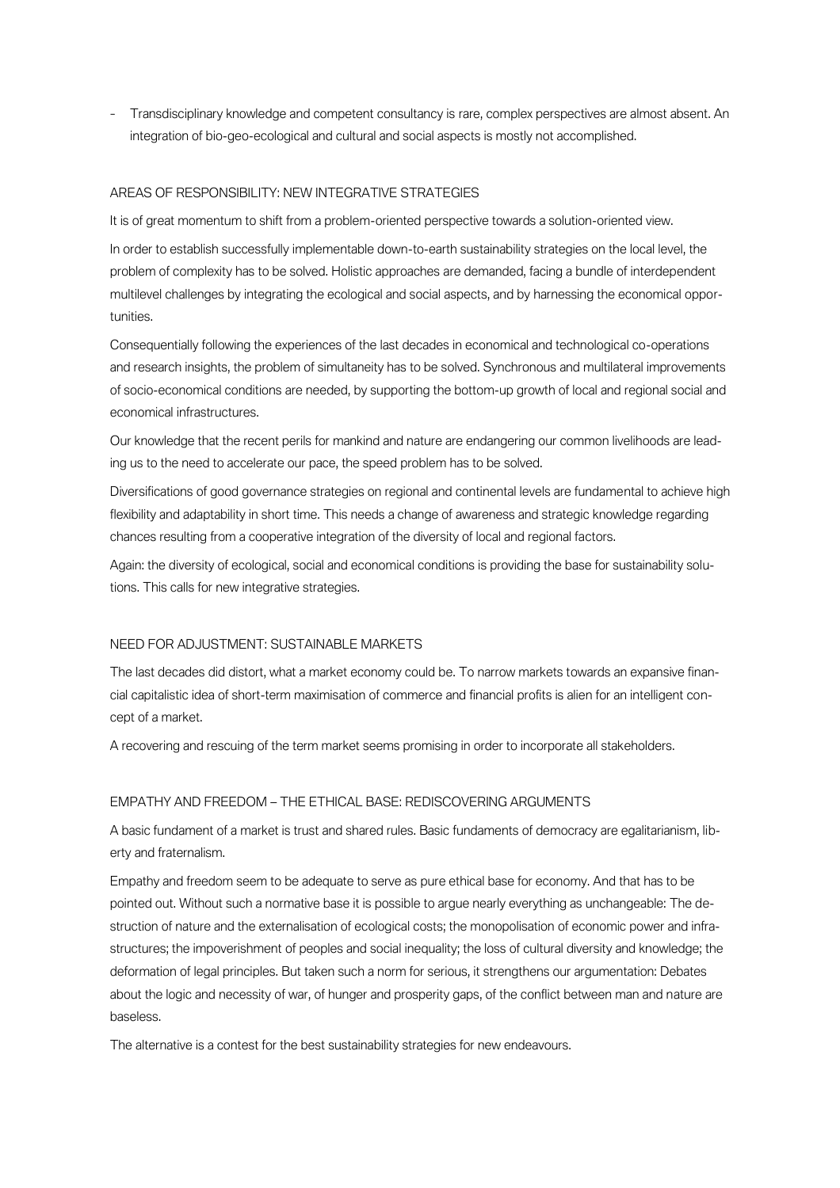- Transdisciplinary knowledge and competent consultancy is rare, complex perspectives are almost absent. An integration of bio-geo-ecological and cultural and social aspects is mostly not accomplished.

## AREAS OF RESPONSIBILITY: NEW INTEGRATIVE STRATEGIES

It is of great momentum to shift from a problem-oriented perspective towards a solution-oriented view.

In order to establish successfully implementable down-to-earth sustainability strategies on the local level, the problem of complexity has to be solved. Holistic approaches are demanded, facing a bundle of interdependent multilevel challenges by integrating the ecological and social aspects, and by harnessing the economical opportunities.

Consequentially following the experiences of the last decades in economical and technological co-operations and research insights, the problem of simultaneity has to be solved. Synchronous and multilateral improvements of socio-economical conditions are needed, by supporting the bottom-up growth of local and regional social and economical infrastructures.

Our knowledge that the recent perils for mankind and nature are endangering our common livelihoods are leading us to the need to accelerate our pace, the speed problem has to be solved.

Diversifications of good governance strategies on regional and continental levels are fundamental to achieve high flexibility and adaptability in short time. This needs a change of awareness and strategic knowledge regarding chances resulting from a cooperative integration of the diversity of local and regional factors.

Again: the diversity of ecological, social and economical conditions is providing the base for sustainability solutions. This calls for new integrative strategies.

## NEED FOR ADJUSTMENT: SUSTAINABLE MARKETS

The last decades did distort, what a market economy could be. To narrow markets towards an expansive financial capitalistic idea of short-term maximisation of commerce and financial profits is alien for an intelligent concept of a market.

A recovering and rescuing of the term market seems promising in order to incorporate all stakeholders.

## EMPATHY AND FREEDOM – THE ETHICAL BASE: REDISCOVERING ARGUMENTS

A basic fundament of a market is trust and shared rules. Basic fundaments of democracy are egalitarianism, liberty and fraternalism.

Empathy and freedom seem to be adequate to serve as pure ethical base for economy. And that has to be pointed out. Without such a normative base it is possible to argue nearly everything as unchangeable: The destruction of nature and the externalisation of ecological costs; the monopolisation of economic power and infrastructures; the impoverishment of peoples and social inequality; the loss of cultural diversity and knowledge; the deformation of legal principles. But taken such a norm for serious, it strengthens our argumentation: Debates about the logic and necessity of war, of hunger and prosperity gaps, of the conflict between man and nature are baseless.

The alternative is a contest for the best sustainability strategies for new endeavours.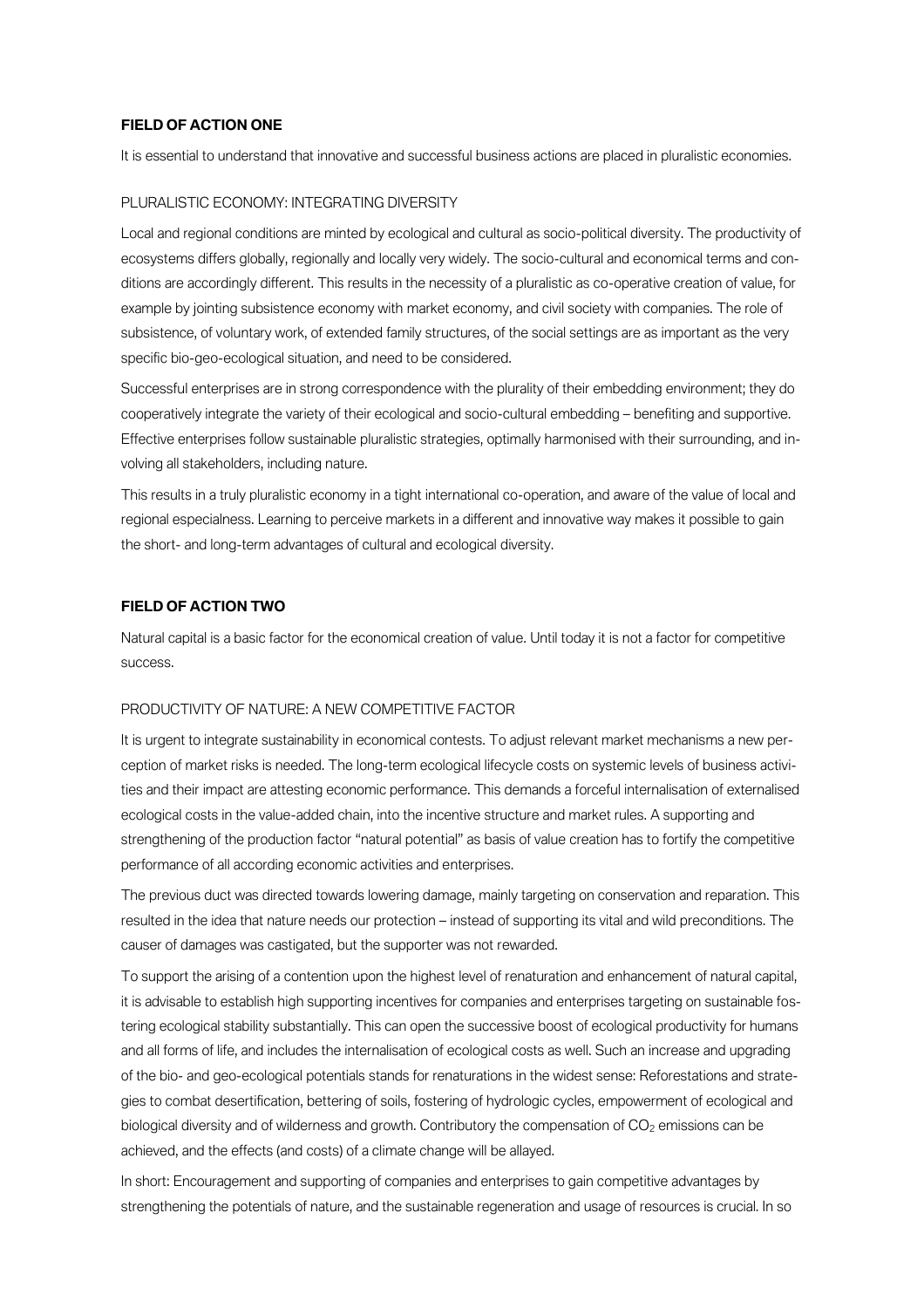**FIELD OF ACTION ONE**

It is essential to understand that innovative and successful business actions are placed in pluralistic economies.

PLURALISTIC ECONOMY: INTEGRATING DIVERSITY

Local and regional conditions are minted by ecological and cultural as socio-political diversity. The productivity of ecosystems differs globally, regionally and locally very widely. The socio-cultural and economical terms and conditions are accordingly different. This results in the necessity of a pluralistic as co-operative creation of value, for example by jointing subsistence economy with market economy, and civil society with companies. The role of subsistence, of voluntary work, of extended family structures, of the social settings are as important as the very specific bio-geo-ecological situation, and need to be considered.

Successful enterprises are in strong correspondence with the plurality of their embedding environment; they do cooperatively integrate the variety of their ecological and socio-cultural embedding – benefiting and supportive. Effective enterprises follow sustainable pluralistic strategies, optimally harmonised with their surrounding, and involving all stakeholders, including nature.

This results in a truly pluralistic economy in a tight international co-operation, and aware of the value of local and regional especialness. Learning to perceive markets in a different and innovative way makes it possible to gain the short- and long-term advantages of cultural and ecological diversity.

**FIELD OF ACTION TWO**

Natural capital is a basic factor for the economical creation of value. Until today it is not a factor for competitive success.

PRODUCTIVITY OF NATURE: A NEW COMPETITIVE FACTOR

It is urgent to integrate sustainability in economical contests. To adjust relevant market mechanisms a new perception of market risks is needed. The long-term ecological lifecycle costs on systemic levels of business activities and their impact are attesting economic performance. This demands a forceful internalisation of externalised ecological costs in the value-added chain, into the incentive structure and market rules. A supporting and strengthening of the production factor "natural potential" as basis of value creation has to fortify the competitive performance of all according economic activities and enterprises.

The previous duct was directed towards lowering damage, mainly targeting on conservation and reparation. This resulted in the idea that nature needs our protection – instead of supporting its vital and wild preconditions. The causer of damages was castigated, but the supporter was not rewarded.

To support the arising of a contention upon the highest level of renaturation and enhancement of natural capital, it is advisable to establish high supporting incentives for companies and enterprises targeting on sustainable fostering ecological stability substantially. This can open the successive boost of ecological productivity for humans and all forms of life, and includes the internalisation of ecological costs as well. Such an increase and upgrading of the bio- and geo-ecological potentials stands for renaturations in the widest sense: Reforestations and strategies to combat desertification, bettering of soils, fostering of hydrologic cycles, empowerment of ecological and biological diversity and of wilderness and growth. Contributory the compensation of $CO_2$ emissions can be achieved, and the effects (and costs) of a climate change will be allayed.

In short: Encouragement and supporting of companies and enterprises to gain competitive advantages by strengthening the potentials of nature, and the sustainable regeneration and usage of resources is crucial. In so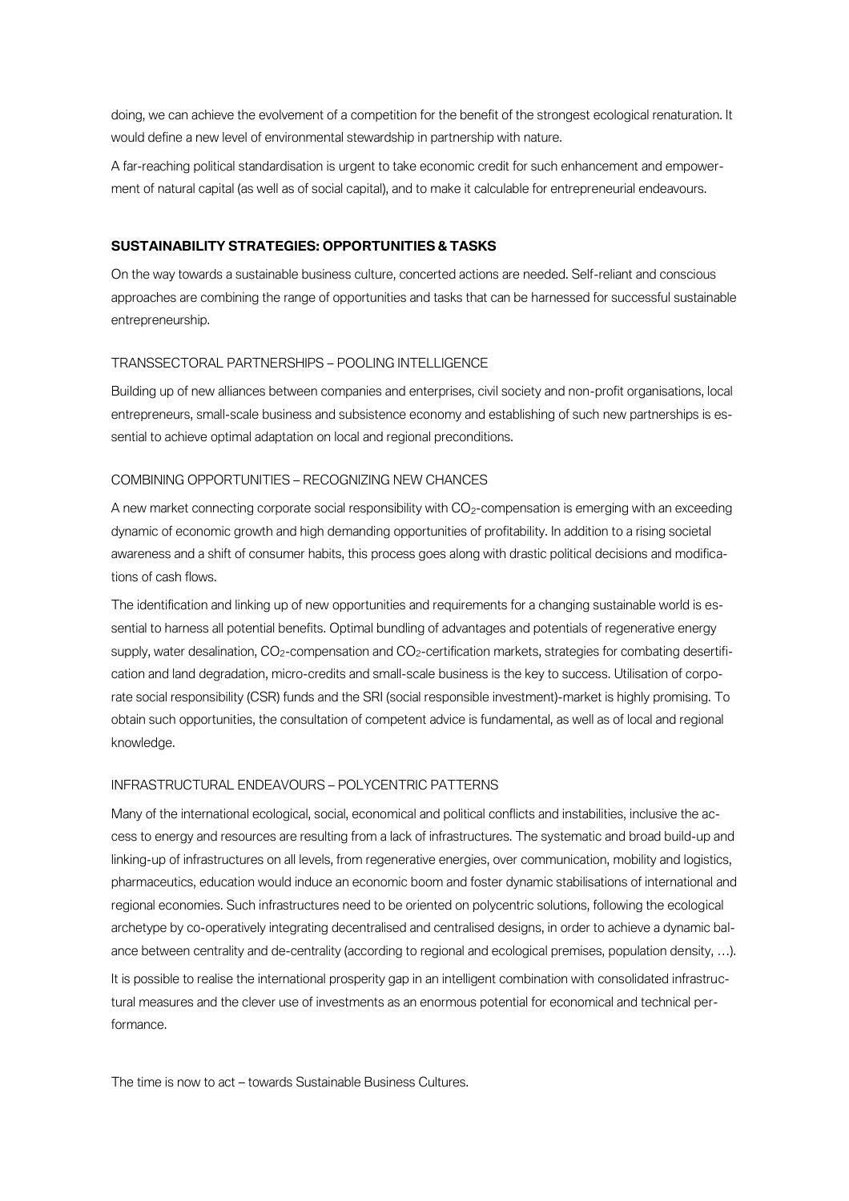doing, we can achieve the evolvement of a competition for the benefit of the strongest ecological renaturation. It would define a new level of environmental stewardship in partnership with nature.

A far-reaching political standardisation is urgent to take economic credit for such enhancement and empowerment of natural capital (as well as of social capital), and to make it calculable for entrepreneurial endeavours.

## SUSTAINABILITY STRATEGIES: OPPORTUNITIES & TASKS

On the way towards a sustainable business culture, concerted actions are needed. Self-reliant and conscious approaches are combining the range of opportunities and tasks that can be harnessed for successful sustainable entrepreneurship.

### TRANSSECTORAL PARTNERSHIPS – POOLING INTELLIGENCE

Building up of new alliances between companies and enterprises, civil society and non-profit organisations, local entrepreneurs, small-scale business and subsistence economy and establishing of such new partnerships is essential to achieve optimal adaptation on local and regional preconditions.

### COMBINING OPPORTUNITIES – RECOGNIZING NEW CHANCES

A new market connecting corporate social responsibility with $CO_2$-compensation is emerging with an exceeding dynamic of economic growth and high demanding opportunities of profitability. In addition to a rising societal awareness and a shift of consumer habits, this process goes along with drastic political decisions and modifications of cash flows.

The identification and linking up of new opportunities and requirements for a changing sustainable world is essential to harness all potential benefits. Optimal bundling of advantages and potentials of regenerative energy supply, water desalination, $CO_2$-compensation and $CO_2$-certification markets, strategies for combating desertification and land degradation, micro-credits and small-scale business is the key to success. Utilisation of corporate social responsibility (CSR) funds and the SRI (social responsible investment)-market is highly promising. To obtain such opportunities, the consultation of competent advice is fundamental, as well as of local and regional knowledge.

### INFRASTRUCTURAL ENDEAVOURS – POLYCENTRIC PATTERNS

Many of the international ecological, social, economical and political conflicts and instabilities, inclusive the access to energy and resources are resulting from a lack of infrastructures. The systematic and broad build-up and linking-up of infrastructures on all levels, from regenerative energies, over communication, mobility and logistics, pharmaceutics, education would induce an economic boom and foster dynamic stabilisations of international and regional economies. Such infrastructures need to be oriented on polycentric solutions, following the ecological archetype by co-operatively integrating decentralised and centralised designs, in order to achieve a dynamic balance between centrality and de-centrality (according to regional and ecological premises, population density, …).

It is possible to realise the international prosperity gap in an intelligent combination with consolidated infrastructural measures and the clever use of investments as an enormous potential for economical and technical performance.

The time is now to act – towards Sustainable Business Cultures.